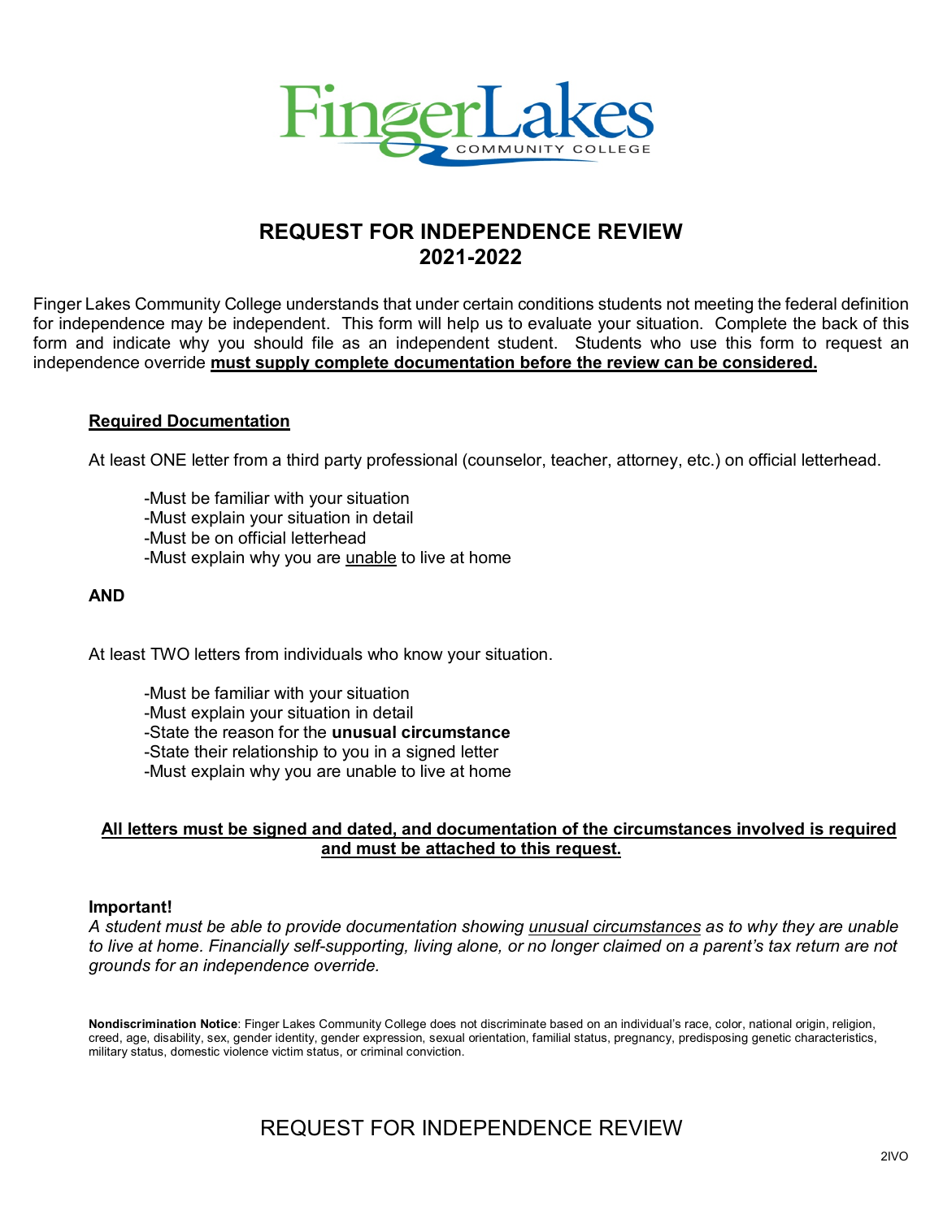# REQUEST FOR INDEPENDENCE REVIEW
# 2021-2022

Finger Lakes Community College understands that under certain conditions students not meeting the federal definition for independence may be independent. This form will help us to evaluate your situation. Complete the back of this form and indicate why you should file as an independent student. Students who use this form to request an independence override **must supply complete documentation before the review can be considered.**

**Required Documentation**

At least ONE letter from a third party professional (counselor, teacher, attorney, etc.) on official letterhead.

- Must be familiar with your situation
- Must explain your situation in detail
- Must be on official letterhead
- Must explain why you are unable to live at home

**AND**

At least TWO letters from individuals who know your situation.

- Must be familiar with your situation
- Must explain your situation in detail
- State the reason for the **unusual circumstance**
- State their relationship to you in a signed letter
- Must explain why you are unable to live at home

**All letters must be signed and dated, and documentation of the circumstances involved is required and must be attached to this request.**

**Important!**

*A student must be able to provide documentation showing unusual circumstances as to why they are unable to live at home. Financially self-supporting, living alone, or no longer claimed on a parent's tax return are not grounds for an independence override.*

**Nondiscrimination Notice**: Finger Lakes Community College does not discriminate based on an individual's race, color, national origin, religion, creed, age, disability, sex, gender identity, gender expression, sexual orientation, familial status, pregnancy, predisposing genetic characteristics, military status, domestic violence victim status, or criminal conviction.

REQUEST FOR INDEPENDENCE REVIEW

2IVO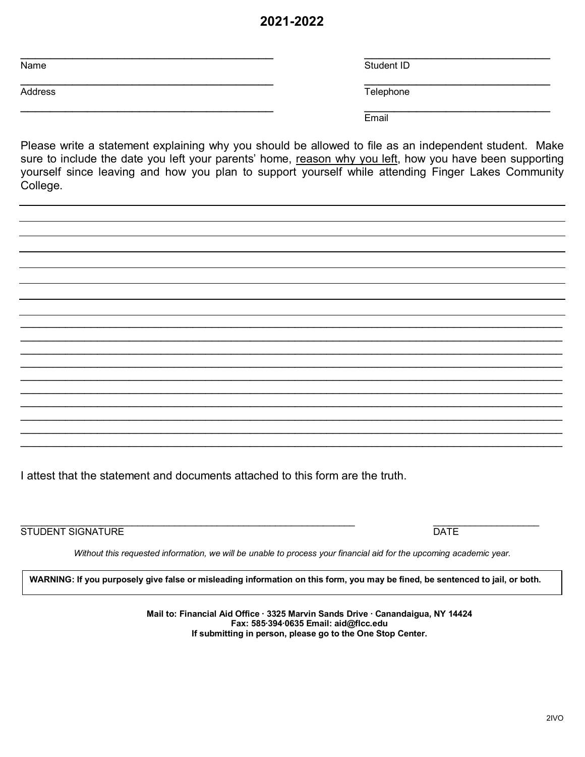## 2021-2022

Name ______________________________ Student ID ______________________________

Address ______________________________ Telephone ______________________________

______________________________ Email ______________________________

Please write a statement explaining why you should be allowed to file as an independent student. Make sure to include the date you left your parents' home, reason why you left, how you have been supporting yourself since leaving and how you plan to support yourself while attending Finger Lakes Community College.

______________________________________________________________________________

______________________________________________________________________________

______________________________________________________________________________

______________________________________________________________________________

______________________________________________________________________________

______________________________________________________________________________

______________________________________________________________________________

______________________________________________________________________________

______________________________________________________________________________

______________________________________________________________________________

______________________________________________________________________________

______________________________________________________________________________

______________________________________________________________________________

______________________________________________________________________________

______________________________________________________________________________

______________________________________________________________________________

______________________________________________________________________________

______________________________________________________________________________

I attest that the statement and documents attached to this form are the truth.

______________________________ ______________

STUDENT SIGNATURE DATE

*Without this requested information, we will be unable to process your financial aid for the upcoming academic year.*

**WARNING: If you purposely give false or misleading information on this form, you may be fined, be sentenced to jail, or both.**

**Mail to: Financial Aid Office · 3325 Marvin Sands Drive · Canandaigua, NY 14424**
**Fax: 585·394·0635 Email: aid@flcc.edu**
**If submitting in person, please go to the One Stop Center.**

2IVO